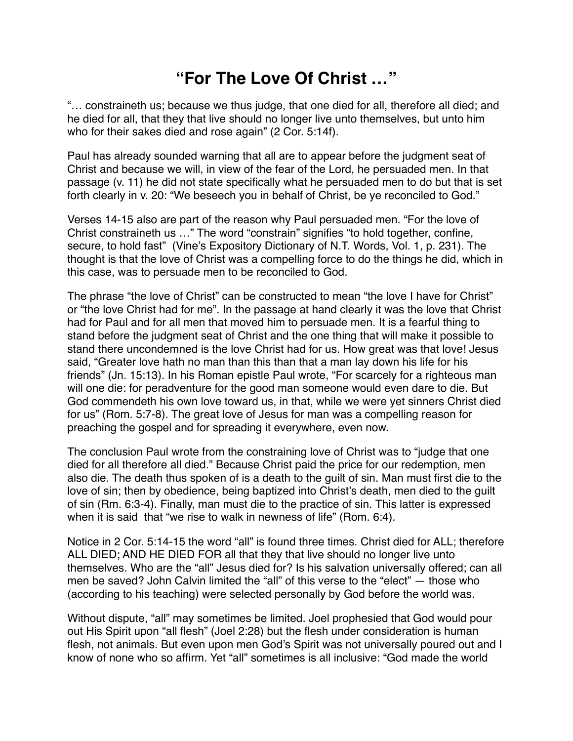# “For The Love Of Christ …”

“… constraineth us; because we thus judge, that one died for all, therefore all died; and he died for all, that they that live should no longer live unto themselves, but unto him who for their sakes died and rose again” (2 Cor. 5:14f).

Paul has already sounded warning that all are to appear before the judgment seat of Christ and because we will, in view of the fear of the Lord, he persuaded men. In that passage (v. 11) he did not state specifically what he persuaded men to do but that is set forth clearly in v. 20: “We beseech you in behalf of Christ, be ye reconciled to God.”

Verses 14-15 also are part of the reason why Paul persuaded men. “For the love of Christ constraineth us …” The word “constrain” signifies “to hold together, confine, secure, to hold fast” (Vine’s Expository Dictionary of N.T. Words, Vol. 1, p. 231). The thought is that the love of Christ was a compelling force to do the things he did, which in this case, was to persuade men to be reconciled to God.

The phrase “the love of Christ” can be constructed to mean “the love I have for Christ” or “the love Christ had for me”. In the passage at hand clearly it was the love that Christ had for Paul and for all men that moved him to persuade men. It is a fearful thing to stand before the judgment seat of Christ and the one thing that will make it possible to stand there uncondemned is the love Christ had for us. How great was that love! Jesus said, “Greater love hath no man than this than that a man lay down his life for his friends” (Jn. 15:13). In his Roman epistle Paul wrote, “For scarcely for a righteous man will one die: for peradventure for the good man someone would even dare to die. But God commendeth his own love toward us, in that, while we were yet sinners Christ died for us” (Rom. 5:7-8). The great love of Jesus for man was a compelling reason for preaching the gospel and for spreading it everywhere, even now.

The conclusion Paul wrote from the constraining love of Christ was to “judge that one died for all therefore all died.” Because Christ paid the price for our redemption, men also die. The death thus spoken of is a death to the guilt of sin. Man must first die to the love of sin; then by obedience, being baptized into Christ’s death, men died to the guilt of sin (Rm. 6:3-4). Finally, man must die to the practice of sin. This latter is expressed when it is said that “we rise to walk in newness of life” (Rom. 6:4).

Notice in 2 Cor. 5:14-15 the word “all” is found three times. Christ died for ALL; therefore ALL DIED; AND HE DIED FOR all that they that live should no longer live unto themselves. Who are the “all” Jesus died for? Is his salvation universally offered; can all men be saved? John Calvin limited the “all” of this verse to the “elect” — those who (according to his teaching) were selected personally by God before the world was.

Without dispute, “all” may sometimes be limited. Joel prophesied that God would pour out His Spirit upon “all flesh” (Joel 2:28) but the flesh under consideration is human flesh, not animals. But even upon men God’s Spirit was not universally poured out and I know of none who so affirm. Yet “all” sometimes is all inclusive: “God made the world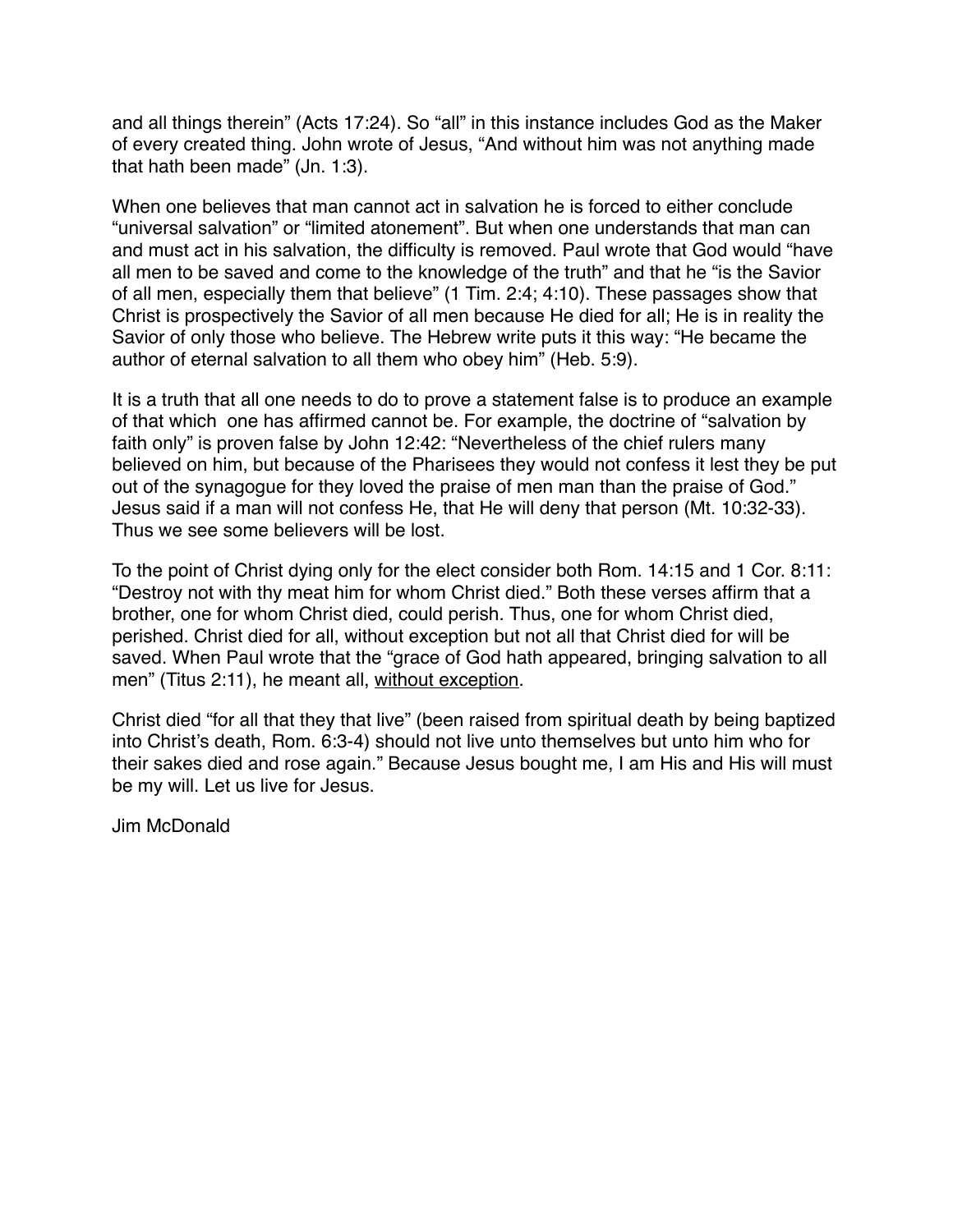and all things therein" (Acts 17:24). So "all" in this instance includes God as the Maker of every created thing. John wrote of Jesus, "And without him was not anything made that hath been made" (Jn. 1:3).

When one believes that man cannot act in salvation he is forced to either conclude "universal salvation" or "limited atonement". But when one understands that man can and must act in his salvation, the difficulty is removed. Paul wrote that God would "have all men to be saved and come to the knowledge of the truth" and that he "is the Savior of all men, especially them that believe" (1 Tim. 2:4; 4:10). These passages show that Christ is prospectively the Savior of all men because He died for all; He is in reality the Savior of only those who believe. The Hebrew write puts it this way: "He became the author of eternal salvation to all them who obey him" (Heb. 5:9).

It is a truth that all one needs to do to prove a statement false is to produce an example of that which one has affirmed cannot be. For example, the doctrine of "salvation by faith only" is proven false by John 12:42: "Nevertheless of the chief rulers many believed on him, but because of the Pharisees they would not confess it lest they be put out of the synagogue for they loved the praise of men man than the praise of God." Jesus said if a man will not confess He, that He will deny that person (Mt. 10:32-33). Thus we see some believers will be lost.

To the point of Christ dying only for the elect consider both Rom. 14:15 and 1 Cor. 8:11: "Destroy not with thy meat him for whom Christ died." Both these verses affirm that a brother, one for whom Christ died, could perish. Thus, one for whom Christ died, perished. Christ died for all, without exception but not all that Christ died for will be saved. When Paul wrote that the "grace of God hath appeared, bringing salvation to all men" (Titus 2:11), he meant all, <u>without exception</u>.

Christ died "for all that they that live" (been raised from spiritual death by being baptized into Christ's death, Rom. 6:3-4) should not live unto themselves but unto him who for their sakes died and rose again." Because Jesus bought me, I am His and His will must be my will. Let us live for Jesus.

Jim McDonald